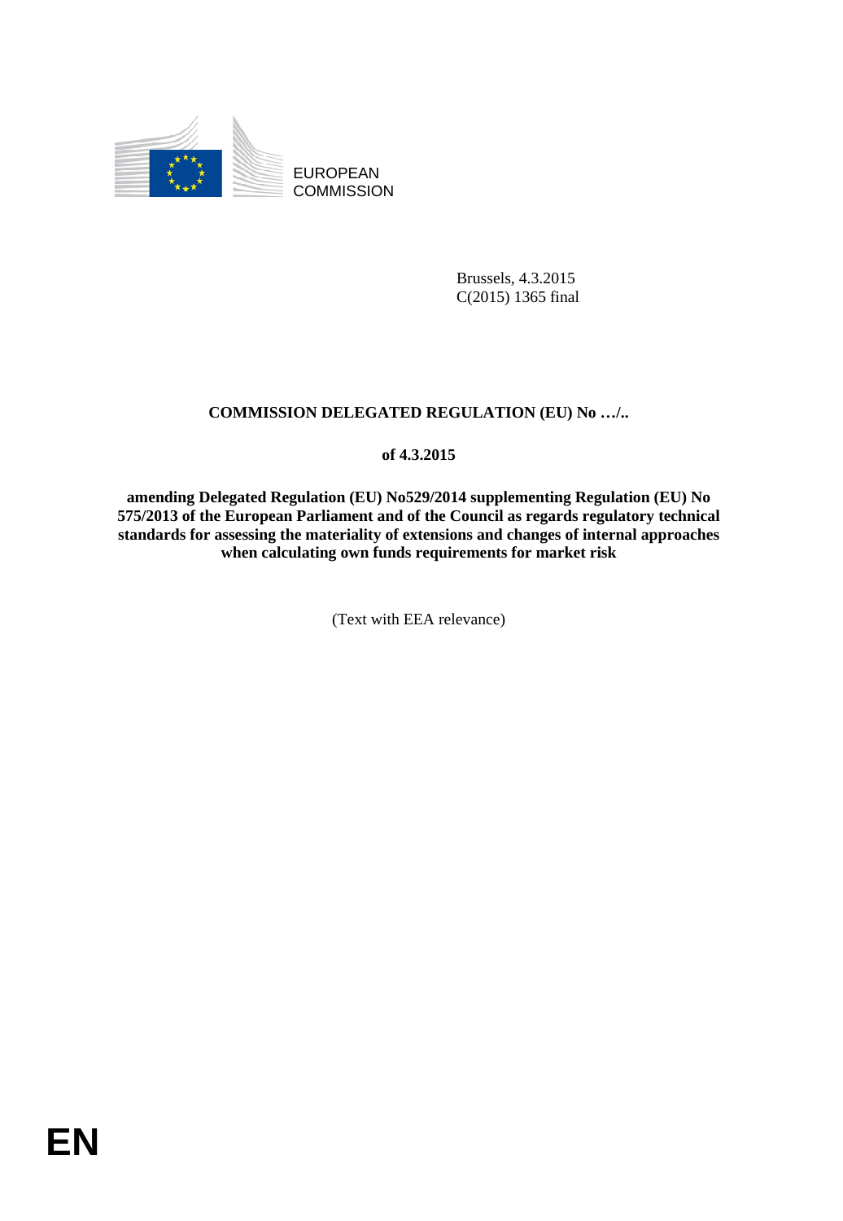EUROPEAN COMMISSION

Brussels, 4.3.2015
C(2015) 1365 final

**COMMISSION DELEGATED REGULATION (EU) No …/..**

**of 4.3.2015**

**amending Delegated Regulation (EU) No529/2014 supplementing Regulation (EU) No 575/2013 of the European Parliament and of the Council as regards regulatory technical standards for assessing the materiality of extensions and changes of internal approaches when calculating own funds requirements for market risk**

(Text with EEA relevance)

**EN**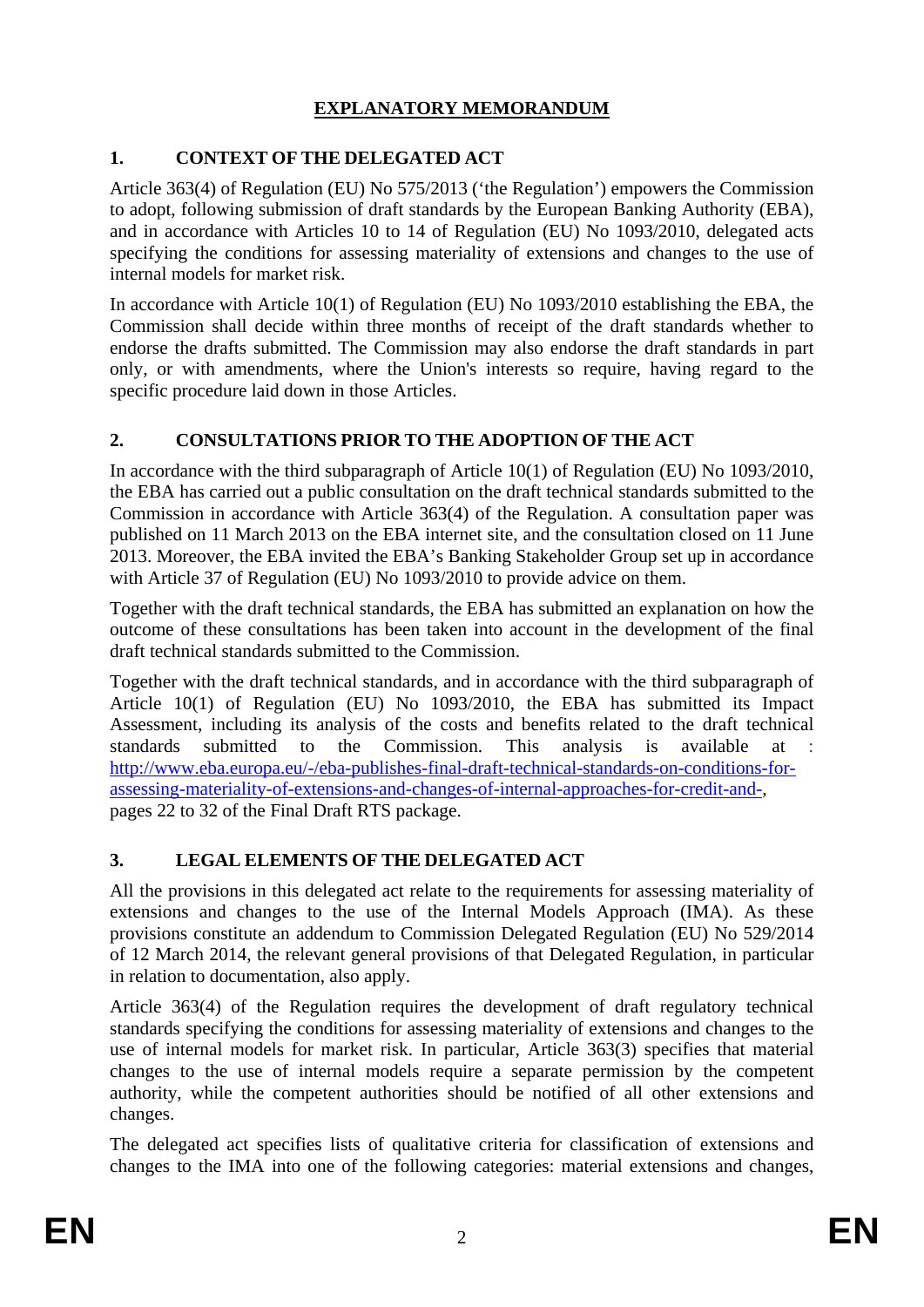# EXPLANATORY MEMORANDUM

## 1. CONTEXT OF THE DELEGATED ACT

Article 363(4) of Regulation (EU) No 575/2013 ('the Regulation') empowers the Commission to adopt, following submission of draft standards by the European Banking Authority (EBA), and in accordance with Articles 10 to 14 of Regulation (EU) No 1093/2010, delegated acts specifying the conditions for assessing materiality of extensions and changes to the use of internal models for market risk.

In accordance with Article 10(1) of Regulation (EU) No 1093/2010 establishing the EBA, the Commission shall decide within three months of receipt of the draft standards whether to endorse the drafts submitted. The Commission may also endorse the draft standards in part only, or with amendments, where the Union's interests so require, having regard to the specific procedure laid down in those Articles.

## 2. CONSULTATIONS PRIOR TO THE ADOPTION OF THE ACT

In accordance with the third subparagraph of Article 10(1) of Regulation (EU) No 1093/2010, the EBA has carried out a public consultation on the draft technical standards submitted to the Commission in accordance with Article 363(4) of the Regulation. A consultation paper was published on 11 March 2013 on the EBA internet site, and the consultation closed on 11 June 2013. Moreover, the EBA invited the EBA's Banking Stakeholder Group set up in accordance with Article 37 of Regulation (EU) No 1093/2010 to provide advice on them.

Together with the draft technical standards, the EBA has submitted an explanation on how the outcome of these consultations has been taken into account in the development of the final draft technical standards submitted to the Commission.

Together with the draft technical standards, and in accordance with the third subparagraph of Article 10(1) of Regulation (EU) No 1093/2010, the EBA has submitted its Impact Assessment, including its analysis of the costs and benefits related to the draft technical standards submitted to the Commission. This analysis is available at : http://www.eba.europa.eu/-/eba-publishes-final-draft-technical-standards-on-conditions-for-assessing-materiality-of-extensions-and-changes-of-internal-approaches-for-credit-and-, pages 22 to 32 of the Final Draft RTS package.

## 3. LEGAL ELEMENTS OF THE DELEGATED ACT

All the provisions in this delegated act relate to the requirements for assessing materiality of extensions and changes to the use of the Internal Models Approach (IMA). As these provisions constitute an addendum to Commission Delegated Regulation (EU) No 529/2014 of 12 March 2014, the relevant general provisions of that Delegated Regulation, in particular in relation to documentation, also apply.

Article 363(4) of the Regulation requires the development of draft regulatory technical standards specifying the conditions for assessing materiality of extensions and changes to the use of internal models for market risk. In particular, Article 363(3) specifies that material changes to the use of internal models require a separate permission by the competent authority, while the competent authorities should be notified of all other extensions and changes.

The delegated act specifies lists of qualitative criteria for classification of extensions and changes to the IMA into one of the following categories: material extensions and changes,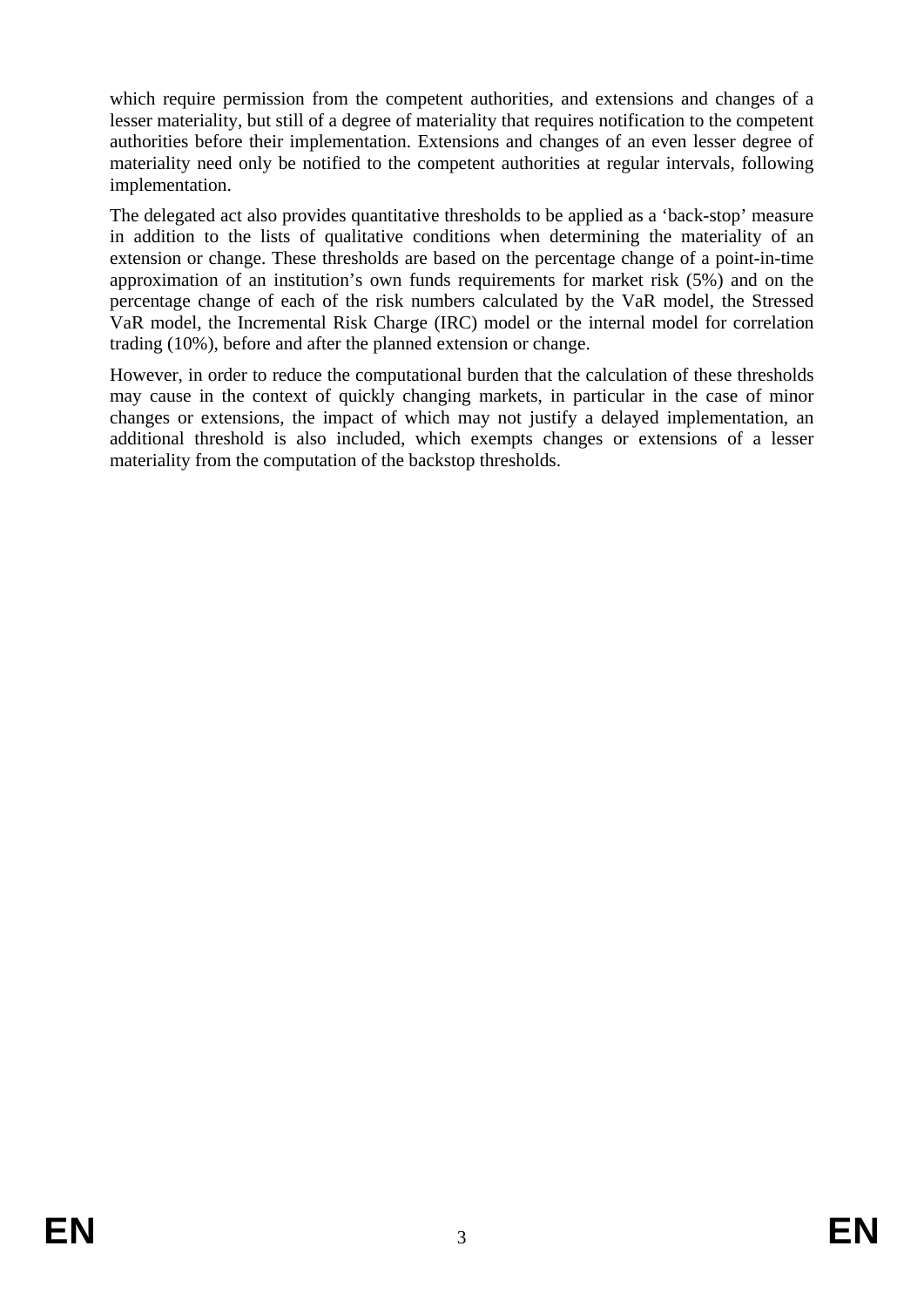which require permission from the competent authorities, and extensions and changes of a lesser materiality, but still of a degree of materiality that requires notification to the competent authorities before their implementation. Extensions and changes of an even lesser degree of materiality need only be notified to the competent authorities at regular intervals, following implementation.

The delegated act also provides quantitative thresholds to be applied as a 'back-stop' measure in addition to the lists of qualitative conditions when determining the materiality of an extension or change. These thresholds are based on the percentage change of a point-in-time approximation of an institution's own funds requirements for market risk (5%) and on the percentage change of each of the risk numbers calculated by the VaR model, the Stressed VaR model, the Incremental Risk Charge (IRC) model or the internal model for correlation trading (10%), before and after the planned extension or change.

However, in order to reduce the computational burden that the calculation of these thresholds may cause in the context of quickly changing markets, in particular in the case of minor changes or extensions, the impact of which may not justify a delayed implementation, an additional threshold is also included, which exempts changes or extensions of a lesser materiality from the computation of the backstop thresholds.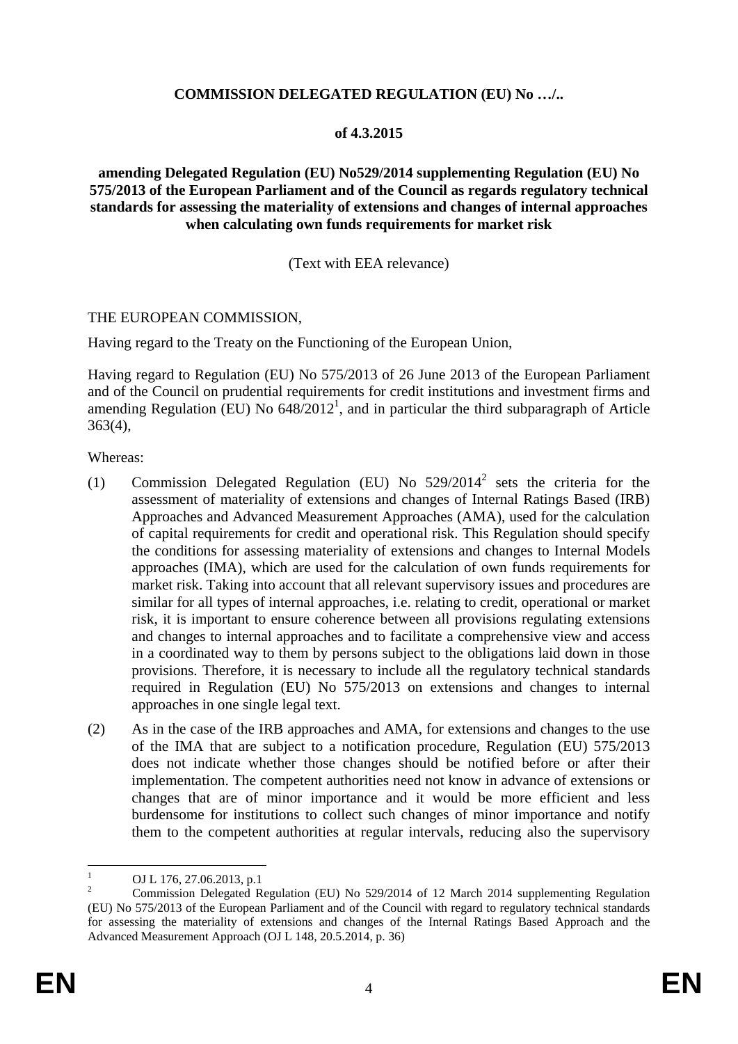**COMMISSION DELEGATED REGULATION (EU) No …/..**

**of 4.3.2015**

**amending Delegated Regulation (EU) No529/2014 supplementing Regulation (EU) No 575/2013 of the European Parliament and of the Council as regards regulatory technical standards for assessing the materiality of extensions and changes of internal approaches when calculating own funds requirements for market risk**

(Text with EEA relevance)

THE EUROPEAN COMMISSION,

Having regard to the Treaty on the Functioning of the European Union,

Having regard to Regulation (EU) No 575/2013 of 26 June 2013 of the European Parliament and of the Council on prudential requirements for credit institutions and investment firms and amending Regulation (EU) No 648/2012[1], and in particular the third subparagraph of Article 363(4),

Whereas:

(1) Commission Delegated Regulation (EU) No 529/2014[2] sets the criteria for the assessment of materiality of extensions and changes of Internal Ratings Based (IRB) Approaches and Advanced Measurement Approaches (AMA), used for the calculation of capital requirements for credit and operational risk. This Regulation should specify the conditions for assessing materiality of extensions and changes to Internal Models approaches (IMA), which are used for the calculation of own funds requirements for market risk. Taking into account that all relevant supervisory issues and procedures are similar for all types of internal approaches, i.e. relating to credit, operational or market risk, it is important to ensure coherence between all provisions regulating extensions and changes to internal approaches and to facilitate a comprehensive view and access in a coordinated way to them by persons subject to the obligations laid down in those provisions. Therefore, it is necessary to include all the regulatory technical standards required in Regulation (EU) No 575/2013 on extensions and changes to internal approaches in one single legal text.

(2) As in the case of the IRB approaches and AMA, for extensions and changes to the use of the IMA that are subject to a notification procedure, Regulation (EU) 575/2013 does not indicate whether those changes should be notified before or after their implementation. The competent authorities need not know in advance of extensions or changes that are of minor importance and it would be more efficient and less burdensome for institutions to collect such changes of minor importance and notify them to the competent authorities at regular intervals, reducing also the supervisory

---

[1] OJ L 176, 27.06.2013, p.1

[2] Commission Delegated Regulation (EU) No 529/2014 of 12 March 2014 supplementing Regulation (EU) No 575/2013 of the European Parliament and of the Council with regard to regulatory technical standards for assessing the materiality of extensions and changes of the Internal Ratings Based Approach and the Advanced Measurement Approach (OJ L 148, 20.5.2014, p. 36)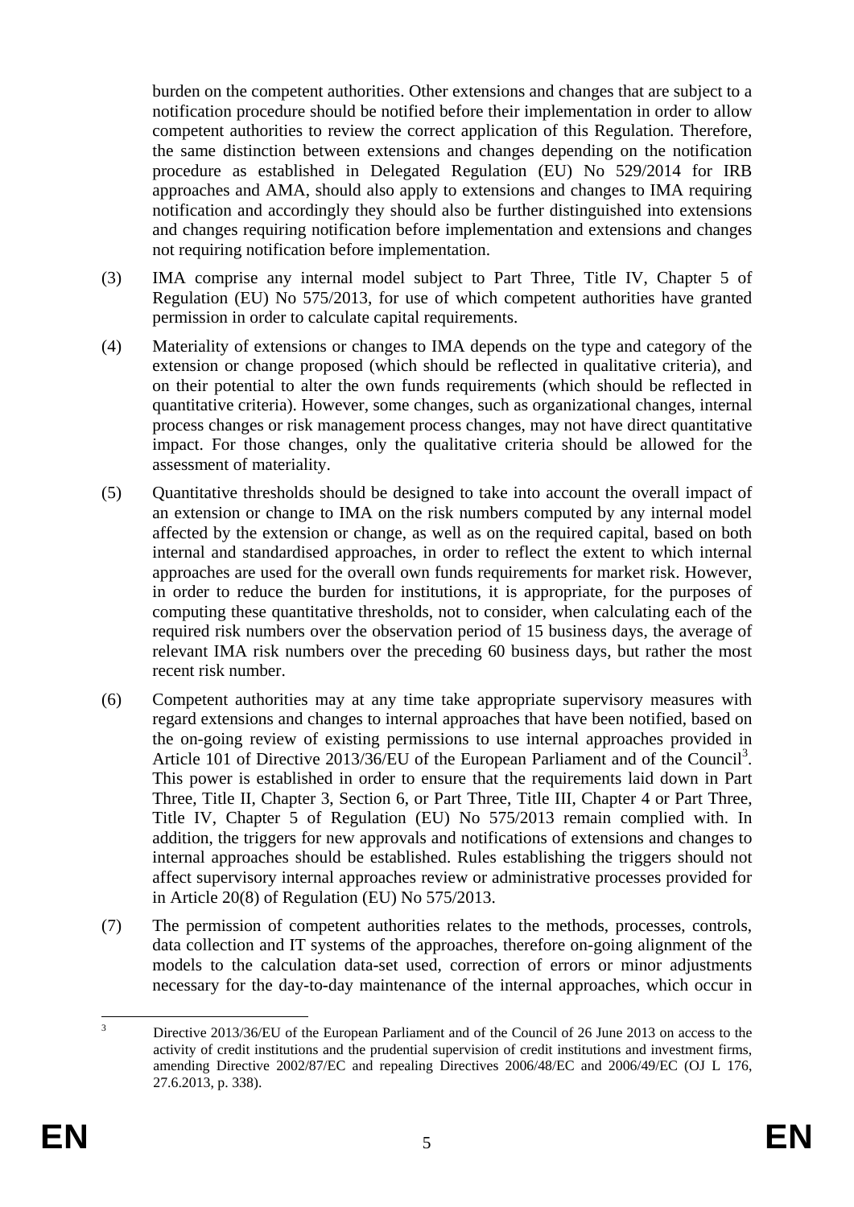burden on the competent authorities. Other extensions and changes that are subject to a notification procedure should be notified before their implementation in order to allow competent authorities to review the correct application of this Regulation. Therefore, the same distinction between extensions and changes depending on the notification procedure as established in Delegated Regulation (EU) No 529/2014 for IRB approaches and AMA, should also apply to extensions and changes to IMA requiring notification and accordingly they should also be further distinguished into extensions and changes requiring notification before implementation and extensions and changes not requiring notification before implementation.

(3) IMA comprise any internal model subject to Part Three, Title IV, Chapter 5 of Regulation (EU) No 575/2013, for use of which competent authorities have granted permission in order to calculate capital requirements.

(4) Materiality of extensions or changes to IMA depends on the type and category of the extension or change proposed (which should be reflected in qualitative criteria), and on their potential to alter the own funds requirements (which should be reflected in quantitative criteria). However, some changes, such as organizational changes, internal process changes or risk management process changes, may not have direct quantitative impact. For those changes, only the qualitative criteria should be allowed for the assessment of materiality.

(5) Quantitative thresholds should be designed to take into account the overall impact of an extension or change to IMA on the risk numbers computed by any internal model affected by the extension or change, as well as on the required capital, based on both internal and standardised approaches, in order to reflect the extent to which internal approaches are used for the overall own funds requirements for market risk. However, in order to reduce the burden for institutions, it is appropriate, for the purposes of computing these quantitative thresholds, not to consider, when calculating each of the required risk numbers over the observation period of 15 business days, the average of relevant IMA risk numbers over the preceding 60 business days, but rather the most recent risk number.

(6) Competent authorities may at any time take appropriate supervisory measures with regard extensions and changes to internal approaches that have been notified, based on the on-going review of existing permissions to use internal approaches provided in Article 101 of Directive 2013/36/EU of the European Parliament and of the Council[3]. This power is established in order to ensure that the requirements laid down in Part Three, Title II, Chapter 3, Section 6, or Part Three, Title III, Chapter 4 or Part Three, Title IV, Chapter 5 of Regulation (EU) No 575/2013 remain complied with. In addition, the triggers for new approvals and notifications of extensions and changes to internal approaches should be established. Rules establishing the triggers should not affect supervisory internal approaches review or administrative processes provided for in Article 20(8) of Regulation (EU) No 575/2013.

(7) The permission of competent authorities relates to the methods, processes, controls, data collection and IT systems of the approaches, therefore on-going alignment of the models to the calculation data-set used, correction of errors or minor adjustments necessary for the day-to-day maintenance of the internal approaches, which occur in

[3] Directive 2013/36/EU of the European Parliament and of the Council of 26 June 2013 on access to the activity of credit institutions and the prudential supervision of credit institutions and investment firms, amending Directive 2002/87/EC and repealing Directives 2006/48/EC and 2006/49/EC (OJ L 176, 27.6.2013, p. 338).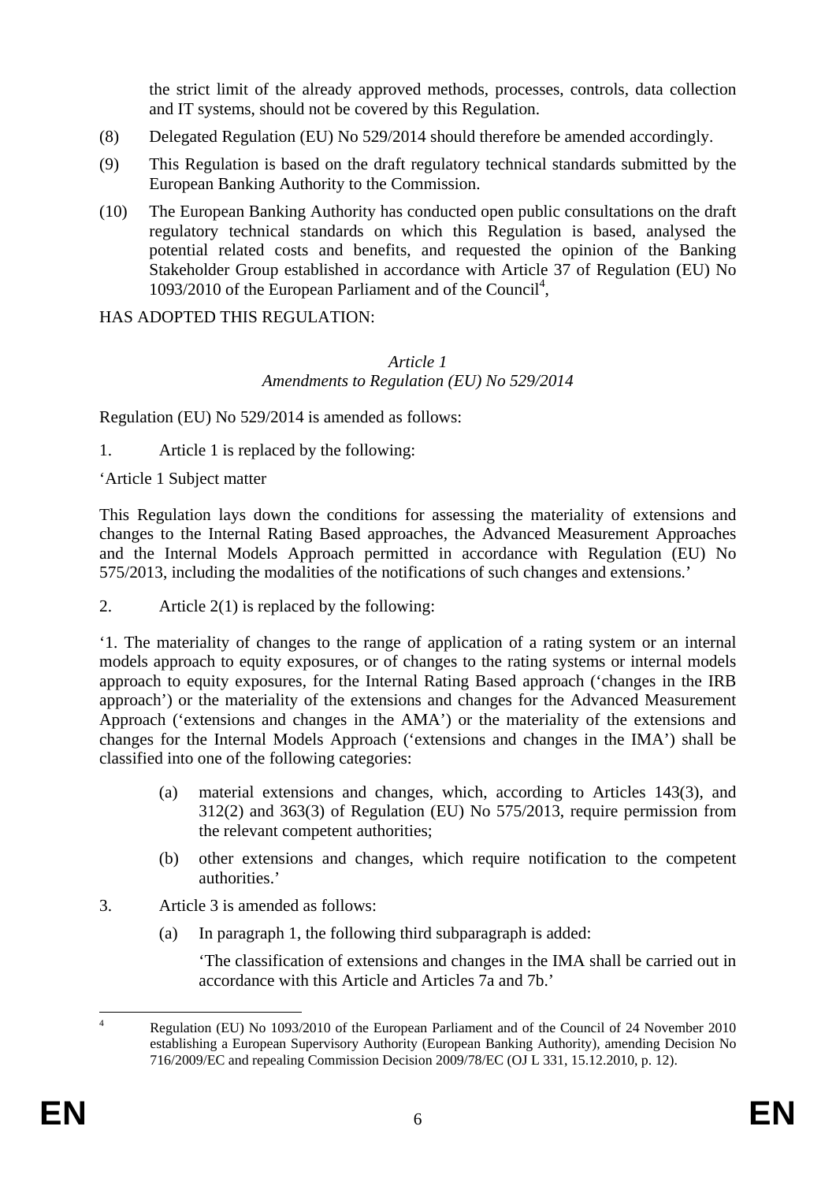the strict limit of the already approved methods, processes, controls, data collection and IT systems, should not be covered by this Regulation.

(8) Delegated Regulation (EU) No 529/2014 should therefore be amended accordingly.

(9) This Regulation is based on the draft regulatory technical standards submitted by the European Banking Authority to the Commission.

(10) The European Banking Authority has conducted open public consultations on the draft regulatory technical standards on which this Regulation is based, analysed the potential related costs and benefits, and requested the opinion of the Banking Stakeholder Group established in accordance with Article 37 of Regulation (EU) No 1093/2010 of the European Parliament and of the Council[4],

HAS ADOPTED THIS REGULATION:

*Article 1*
*Amendments to Regulation (EU) No 529/2014*

Regulation (EU) No 529/2014 is amended as follows:

1. Article 1 is replaced by the following:

'Article 1 Subject matter

This Regulation lays down the conditions for assessing the materiality of extensions and changes to the Internal Rating Based approaches, the Advanced Measurement Approaches and the Internal Models Approach permitted in accordance with Regulation (EU) No 575/2013, including the modalities of the notifications of such changes and extensions.'

2. Article 2(1) is replaced by the following:

'1. The materiality of changes to the range of application of a rating system or an internal models approach to equity exposures, or of changes to the rating systems or internal models approach to equity exposures, for the Internal Rating Based approach ('changes in the IRB approach') or the materiality of the extensions and changes for the Advanced Measurement Approach ('extensions and changes in the AMA') or the materiality of the extensions and changes for the Internal Models Approach ('extensions and changes in the IMA') shall be classified into one of the following categories:

(a) material extensions and changes, which, according to Articles 143(3), and 312(2) and 363(3) of Regulation (EU) No 575/2013, require permission from the relevant competent authorities;

(b) other extensions and changes, which require notification to the competent authorities.'

3. Article 3 is amended as follows:

(a) In paragraph 1, the following third subparagraph is added:

'The classification of extensions and changes in the IMA shall be carried out in accordance with this Article and Articles 7a and 7b.'

[4] Regulation (EU) No 1093/2010 of the European Parliament and of the Council of 24 November 2010 establishing a European Supervisory Authority (European Banking Authority), amending Decision No 716/2009/EC and repealing Commission Decision 2009/78/EC (OJ L 331, 15.12.2010, p. 12).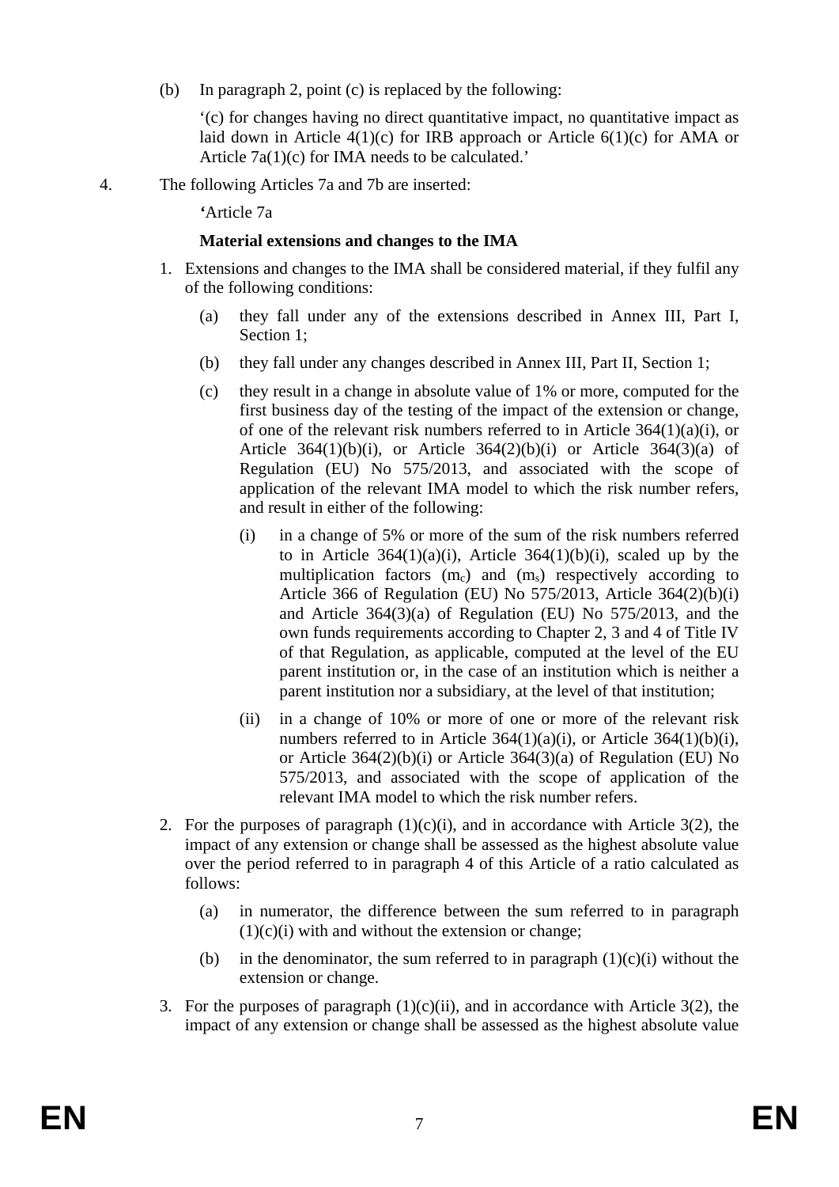(b) In paragraph 2, point (c) is replaced by the following:

'(c) for changes having no direct quantitative impact, no quantitative impact as laid down in Article 4(1)(c) for IRB approach or Article 6(1)(c) for AMA or Article 7a(1)(c) for IMA needs to be calculated.'

4. The following Articles 7a and 7b are inserted:

'Article 7a

**Material extensions and changes to the IMA**

1. Extensions and changes to the IMA shall be considered material, if they fulfil any of the following conditions:

   (a) they fall under any of the extensions described in Annex III, Part I, Section 1;

   (b) they fall under any changes described in Annex III, Part II, Section 1;

   (c) they result in a change in absolute value of 1% or more, computed for the first business day of the testing of the impact of the extension or change, of one of the relevant risk numbers referred to in Article 364(1)(a)(i), or Article 364(1)(b)(i), or Article 364(2)(b)(i) or Article 364(3)(a) of Regulation (EU) No 575/2013, and associated with the scope of application of the relevant IMA model to which the risk number refers, and result in either of the following:

      (i) in a change of 5% or more of the sum of the risk numbers referred to in Article 364(1)(a)(i), Article 364(1)(b)(i), scaled up by the multiplication factors ($m_c$) and ($m_s$) respectively according to Article 366 of Regulation (EU) No 575/2013, Article 364(2)(b)(i) and Article 364(3)(a) of Regulation (EU) No 575/2013, and the own funds requirements according to Chapter 2, 3 and 4 of Title IV of that Regulation, as applicable, computed at the level of the EU parent institution or, in the case of an institution which is neither a parent institution nor a subsidiary, at the level of that institution;

      (ii) in a change of 10% or more of one or more of the relevant risk numbers referred to in Article 364(1)(a)(i), or Article 364(1)(b)(i), or Article 364(2)(b)(i) or Article 364(3)(a) of Regulation (EU) No 575/2013, and associated with the scope of application of the relevant IMA model to which the risk number refers.

2. For the purposes of paragraph (1)(c)(i), and in accordance with Article 3(2), the impact of any extension or change shall be assessed as the highest absolute value over the period referred to in paragraph 4 of this Article of a ratio calculated as follows:

   (a) in numerator, the difference between the sum referred to in paragraph (1)(c)(i) with and without the extension or change;

   (b) in the denominator, the sum referred to in paragraph (1)(c)(i) without the extension or change.

3. For the purposes of paragraph (1)(c)(ii), and in accordance with Article 3(2), the impact of any extension or change shall be assessed as the highest absolute value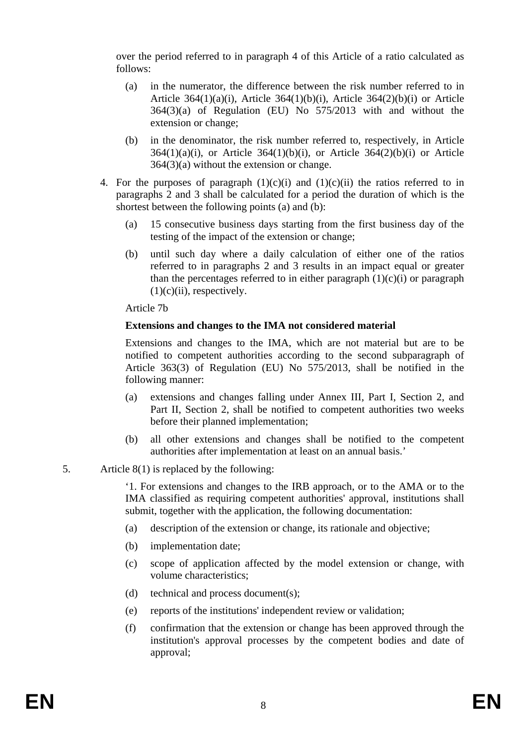over the period referred to in paragraph 4 of this Article of a ratio calculated as follows:

(a) in the numerator, the difference between the risk number referred to in Article 364(1)(a)(i), Article 364(1)(b)(i), Article 364(2)(b)(i) or Article 364(3)(a) of Regulation (EU) No 575/2013 with and without the extension or change;

(b) in the denominator, the risk number referred to, respectively, in Article 364(1)(a)(i), or Article 364(1)(b)(i), or Article 364(2)(b)(i) or Article 364(3)(a) without the extension or change.

4. For the purposes of paragraph (1)(c)(i) and (1)(c)(ii) the ratios referred to in paragraphs 2 and 3 shall be calculated for a period the duration of which is the shortest between the following points (a) and (b):

(a) 15 consecutive business days starting from the first business day of the testing of the impact of the extension or change;

(b) until such day where a daily calculation of either one of the ratios referred to in paragraphs 2 and 3 results in an impact equal or greater than the percentages referred to in either paragraph (1)(c)(i) or paragraph (1)(c)(ii), respectively.

Article 7b

**Extensions and changes to the IMA not considered material**

Extensions and changes to the IMA, which are not material but are to be notified to competent authorities according to the second subparagraph of Article 363(3) of Regulation (EU) No 575/2013, shall be notified in the following manner:

(a) extensions and changes falling under Annex III, Part I, Section 2, and Part II, Section 2, shall be notified to competent authorities two weeks before their planned implementation;

(b) all other extensions and changes shall be notified to the competent authorities after implementation at least on an annual basis.'

5. Article 8(1) is replaced by the following:

'1. For extensions and changes to the IRB approach, or to the AMA or to the IMA classified as requiring competent authorities' approval, institutions shall submit, together with the application, the following documentation:

(a) description of the extension or change, its rationale and objective;

(b) implementation date;

(c) scope of application affected by the model extension or change, with volume characteristics;

(d) technical and process document(s);

(e) reports of the institutions' independent review or validation;

(f) confirmation that the extension or change has been approved through the institution's approval processes by the competent bodies and date of approval;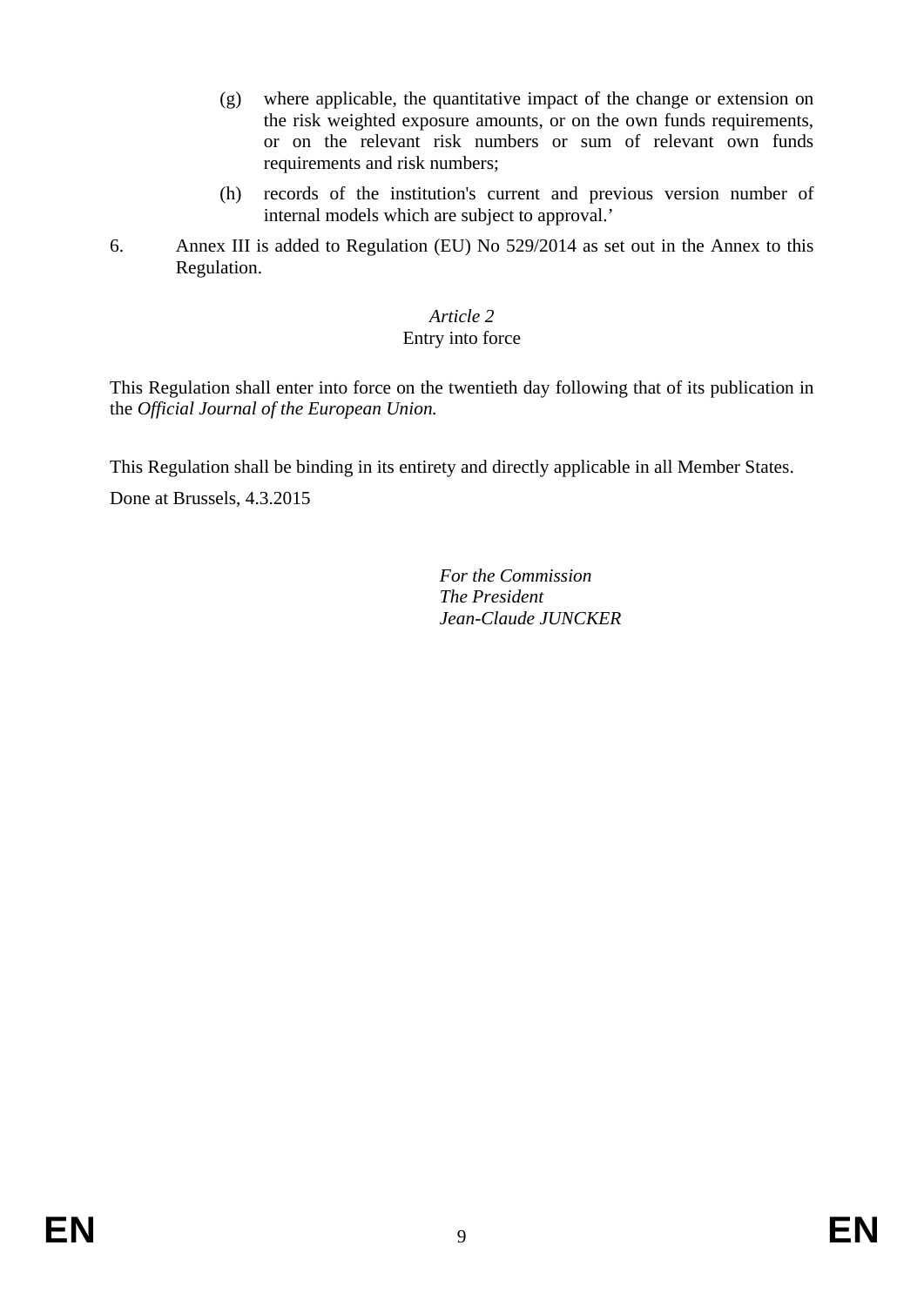(g) where applicable, the quantitative impact of the change or extension on the risk weighted exposure amounts, or on the own funds requirements, or on the relevant risk numbers or sum of relevant own funds requirements and risk numbers;

(h) records of the institution's current and previous version number of internal models which are subject to approval.'

6. Annex III is added to Regulation (EU) No 529/2014 as set out in the Annex to this Regulation.

*Article 2*
Entry into force

This Regulation shall enter into force on the twentieth day following that of its publication in the *Official Journal of the European Union.*

This Regulation shall be binding in its entirety and directly applicable in all Member States.

Done at Brussels, 4.3.2015

*For the Commission*
*The President*
*Jean-Claude JUNCKER*